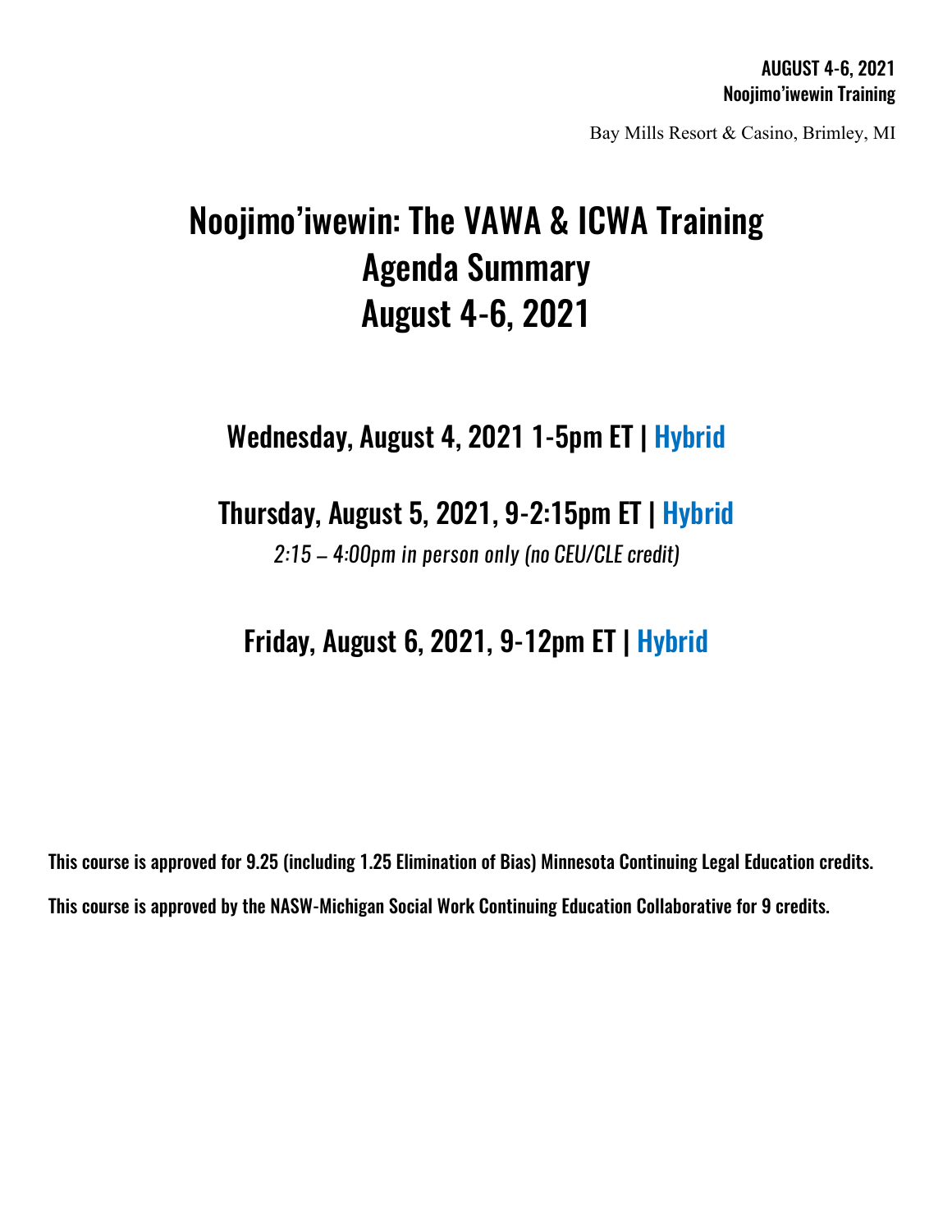**AUGUST 4-6, 2021**
**Noojimo'iwewin Training**

Bay Mills Resort & Casino, Brimley, MI

# Noojimo'iwewin: The VAWA & ICWA Training
# Agenda Summary
# August 4-6, 2021

## Wednesday, August 4, 2021 1-5pm ET | Hybrid

## Thursday, August 5, 2021, 9-2:15pm ET | Hybrid

*2:15 – 4:00pm in person only (no CEU/CLE credit)*

## Friday, August 6, 2021, 9-12pm ET | Hybrid

**This course is approved for 9.25 (including 1.25 Elimination of Bias) Minnesota Continuing Legal Education credits.**

**This course is approved by the NASW-Michigan Social Work Continuing Education Collaborative for 9 credits.**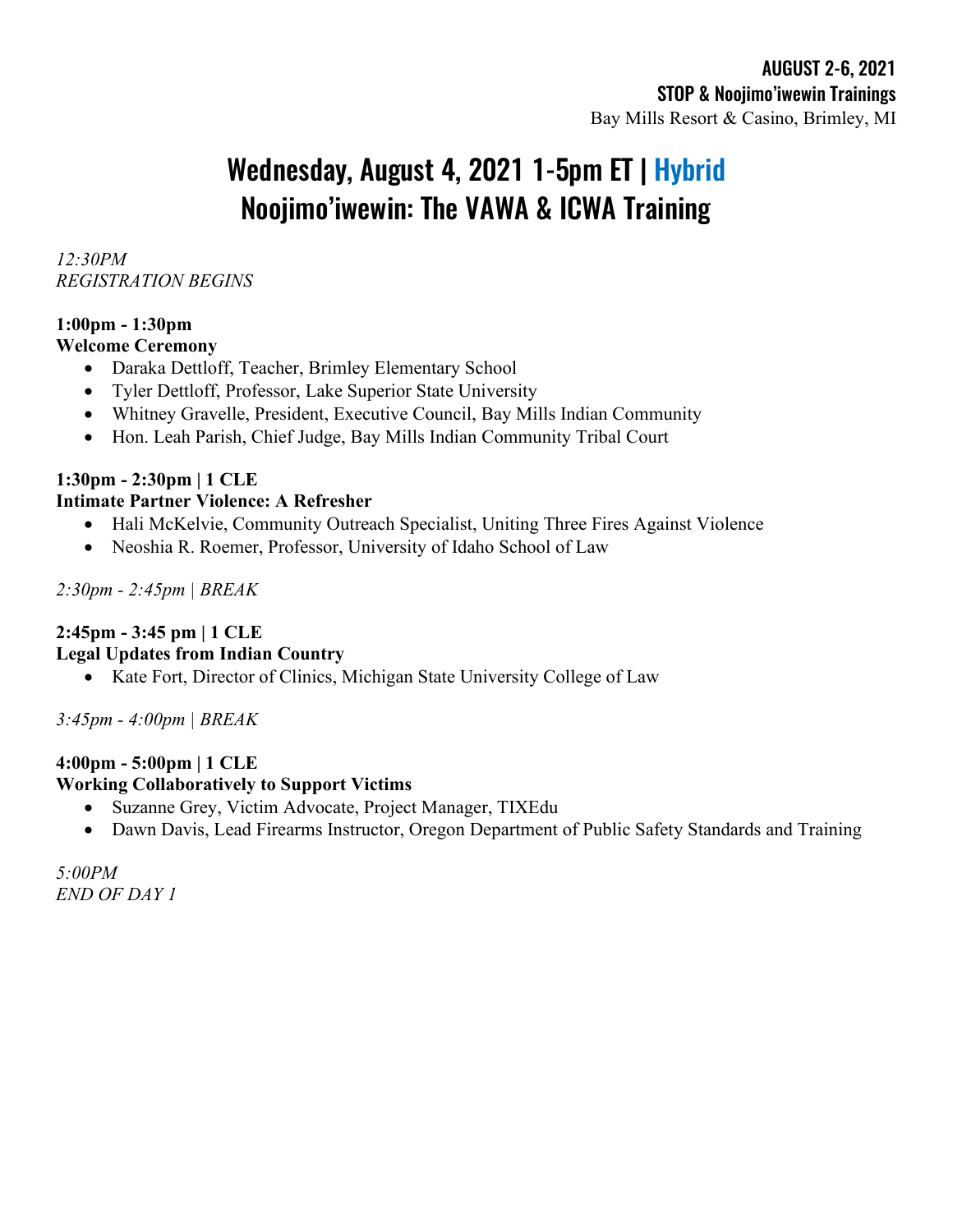**AUGUST 2-6, 2021**
**STOP & Noojimo'iwewin Trainings**
Bay Mills Resort & Casino, Brimley, MI

# Wednesday, August 4, 2021 1-5pm ET | Hybrid
# Noojimo'iwewin: The VAWA & ICWA Training

*12:30PM*
*REGISTRATION BEGINS*

**1:00pm - 1:30pm**
**Welcome Ceremony**

- Daraka Dettloff, Teacher, Brimley Elementary School
- Tyler Dettloff, Professor, Lake Superior State University
- Whitney Gravelle, President, Executive Council, Bay Mills Indian Community
- Hon. Leah Parish, Chief Judge, Bay Mills Indian Community Tribal Court

**1:30pm - 2:30pm | 1 CLE**
**Intimate Partner Violence: A Refresher**

- Hali McKelvie, Community Outreach Specialist, Uniting Three Fires Against Violence
- Neoshia R. Roemer, Professor, University of Idaho School of Law

*2:30pm - 2:45pm | BREAK*

**2:45pm - 3:45 pm | 1 CLE**
**Legal Updates from Indian Country**

- Kate Fort, Director of Clinics, Michigan State University College of Law

*3:45pm - 4:00pm | BREAK*

**4:00pm - 5:00pm | 1 CLE**
**Working Collaboratively to Support Victims**

- Suzanne Grey, Victim Advocate, Project Manager, TIXEdu
- Dawn Davis, Lead Firearms Instructor, Oregon Department of Public Safety Standards and Training

*5:00PM*
*END OF DAY 1*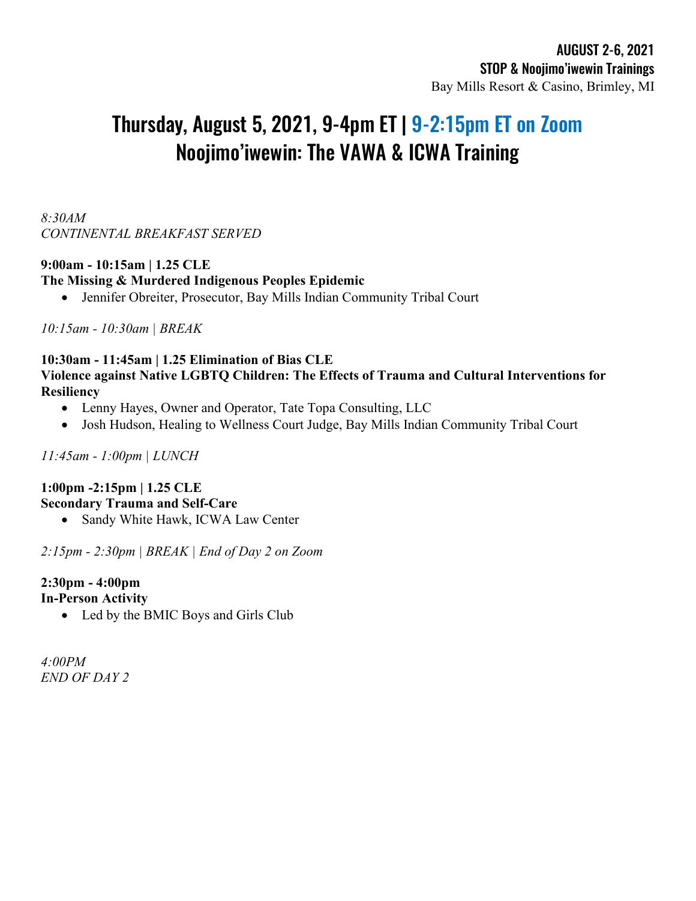**AUGUST 2-6, 2021**
**STOP & Noojimo'iwewin Trainings**
Bay Mills Resort & Casino, Brimley, MI

# Thursday, August 5, 2021, 9-4pm ET | 9-2:15pm ET on Zoom
# Noojimo'iwewin: The VAWA & ICWA Training

*8:30AM*
*CONTINENTAL BREAKFAST SERVED*

**9:00am - 10:15am | 1.25 CLE**
**The Missing & Murdered Indigenous Peoples Epidemic**

- Jennifer Obreiter, Prosecutor, Bay Mills Indian Community Tribal Court

*10:15am - 10:30am | BREAK*

**10:30am - 11:45am | 1.25 Elimination of Bias CLE**
**Violence against Native LGBTQ Children: The Effects of Trauma and Cultural Interventions for Resiliency**

- Lenny Hayes, Owner and Operator, Tate Topa Consulting, LLC
- Josh Hudson, Healing to Wellness Court Judge, Bay Mills Indian Community Tribal Court

*11:45am - 1:00pm | LUNCH*

**1:00pm -2:15pm | 1.25 CLE**
**Secondary Trauma and Self-Care**

- Sandy White Hawk, ICWA Law Center

*2:15pm - 2:30pm | BREAK | End of Day 2 on Zoom*

**2:30pm - 4:00pm**
**In-Person Activity**

- Led by the BMIC Boys and Girls Club

*4:00PM*
*END OF DAY 2*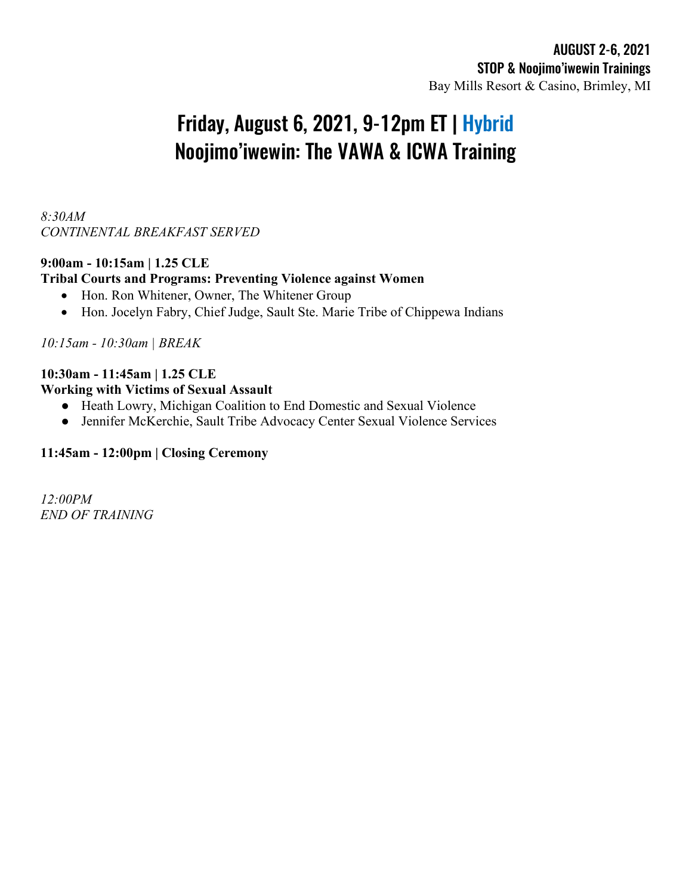**AUGUST 2-6, 2021**
**STOP & Noojimo'iwewin Trainings**
Bay Mills Resort & Casino, Brimley, MI

# Friday, August 6, 2021, 9-12pm ET | Hybrid
# Noojimo'iwewin: The VAWA & ICWA Training

*8:30AM*
*CONTINENTAL BREAKFAST SERVED*

**9:00am - 10:15am | 1.25 CLE**
**Tribal Courts and Programs: Preventing Violence against Women**

- Hon. Ron Whitener, Owner, The Whitener Group
- Hon. Jocelyn Fabry, Chief Judge, Sault Ste. Marie Tribe of Chippewa Indians

*10:15am - 10:30am | BREAK*

**10:30am - 11:45am | 1.25 CLE**
**Working with Victims of Sexual Assault**

- Heath Lowry, Michigan Coalition to End Domestic and Sexual Violence
- Jennifer McKerchie, Sault Tribe Advocacy Center Sexual Violence Services

**11:45am - 12:00pm | Closing Ceremony**

*12:00PM*
*END OF TRAINING*